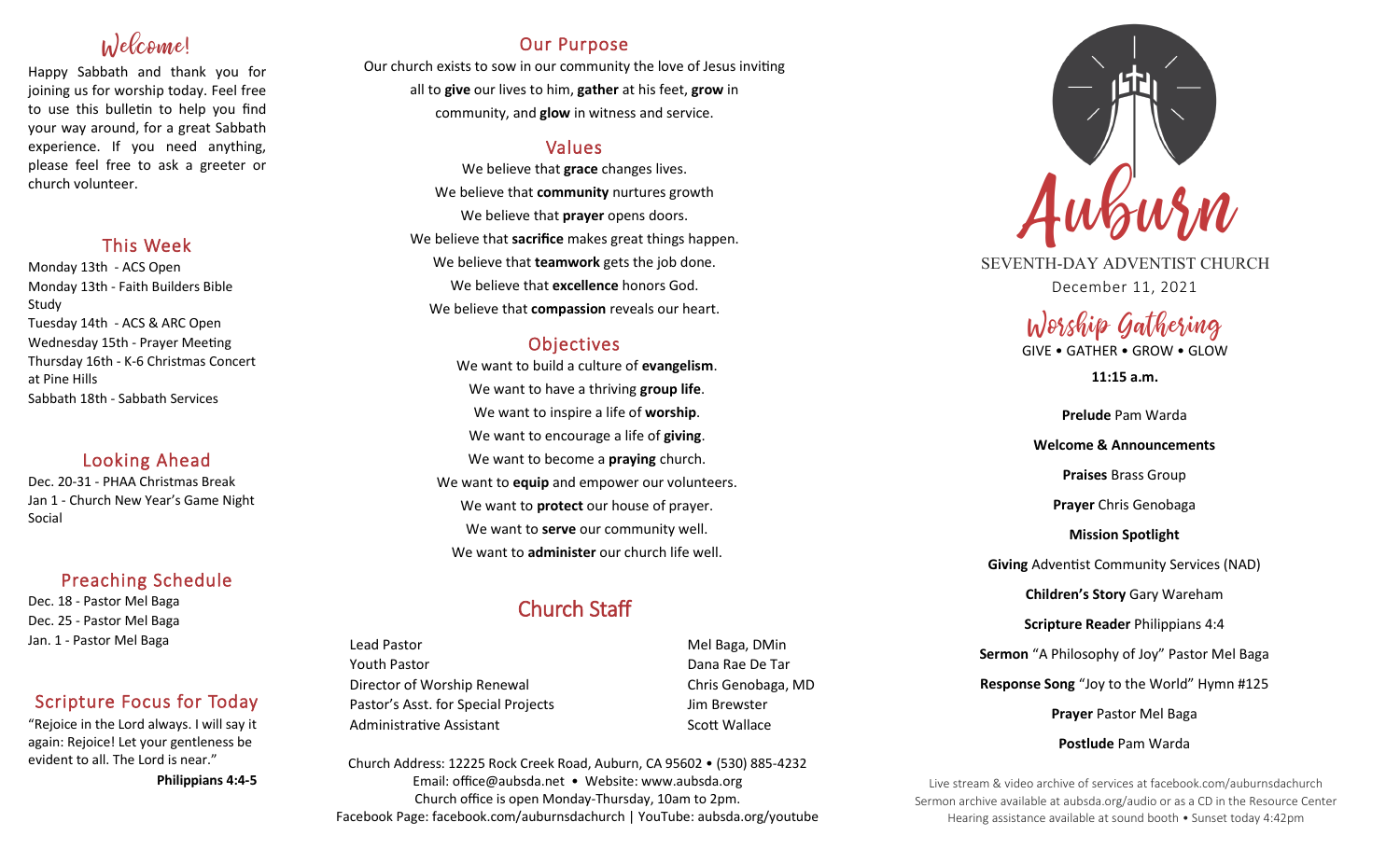## Welcome!

Happy Sabbath and thank you for joining us for worship today. Feel free to use this bulletin to help you find your way around, for a great Sabbath experience. If you need anything, please feel free to ask a greeter or church volunteer.

## This Week

Monday 13th - ACS Open
Monday 13th - Faith Builders Bible Study
Tuesday 14th - ACS & ARC Open
Wednesday 15th - Prayer Meeting
Thursday 16th - K-6 Christmas Concert at Pine Hills
Sabbath 18th - Sabbath Services

## Looking Ahead

Dec. 20-31 - PHAA Christmas Break
Jan 1 - Church New Year's Game Night Social

## Preaching Schedule

Dec. 18 - Pastor Mel Baga
Dec. 25 - Pastor Mel Baga
Jan. 1 - Pastor Mel Baga

## Scripture Focus for Today

"Rejoice in the Lord always. I will say it again: Rejoice! Let your gentleness be evident to all. The Lord is near."

**Philippians 4:4-5**

## Our Purpose

Our church exists to sow in our community the love of Jesus inviting all to **give** our lives to him, **gather** at his feet, **grow** in community, and **glow** in witness and service.

## Values

We believe that **grace** changes lives.
We believe that **community** nurtures growth
We believe that **prayer** opens doors.
We believe that **sacrifice** makes great things happen.
We believe that **teamwork** gets the job done.
We believe that **excellence** honors God.
We believe that **compassion** reveals our heart.

## Objectives

We want to build a culture of **evangelism**.
We want to have a thriving **group life**.
We want to inspire a life of **worship**.
We want to encourage a life of **giving**.
We want to become a **praying** church.
We want to **equip** and empower our volunteers.
We want to **protect** our house of prayer.
We want to **serve** our community well.
We want to **administer** our church life well.

## Church Staff

| | |
|---|---|
| Lead Pastor | Mel Baga, DMin |
| Youth Pastor | Dana Rae De Tar |
| Director of Worship Renewal | Chris Genobaga, MD |
| Pastor's Asst. for Special Projects | Jim Brewster |
| Administrative Assistant | Scott Wallace |

Church Address: 12225 Rock Creek Road, Auburn, CA 95602 • (530) 885-4232
Email: office@aubsda.net • Website: www.aubsda.org
Church office is open Monday-Thursday, 10am to 2pm.
Facebook Page: facebook.com/auburnsdachurch | YouTube: aubsda.org/youtube

# Auburn

SEVENTH-DAY ADVENTIST CHURCH
December 11, 2021

## Worship Gathering

GIVE • GATHER • GROW • GLOW

**11:15 a.m.**

**Prelude** Pam Warda

**Welcome & Announcements**

**Praises** Brass Group

**Prayer** Chris Genobaga

**Mission Spotlight**

**Giving** Adventist Community Services (NAD)

**Children's Story** Gary Wareham

**Scripture Reader** Philippians 4:4

**Sermon** "A Philosophy of Joy" Pastor Mel Baga

**Response Song** "Joy to the World" Hymn #125

**Prayer** Pastor Mel Baga

**Postlude** Pam Warda

Live stream & video archive of services at facebook.com/auburnsdachurch
Sermon archive available at aubsda.org/audio or as a CD in the Resource Center
Hearing assistance available at sound booth • Sunset today 4:42pm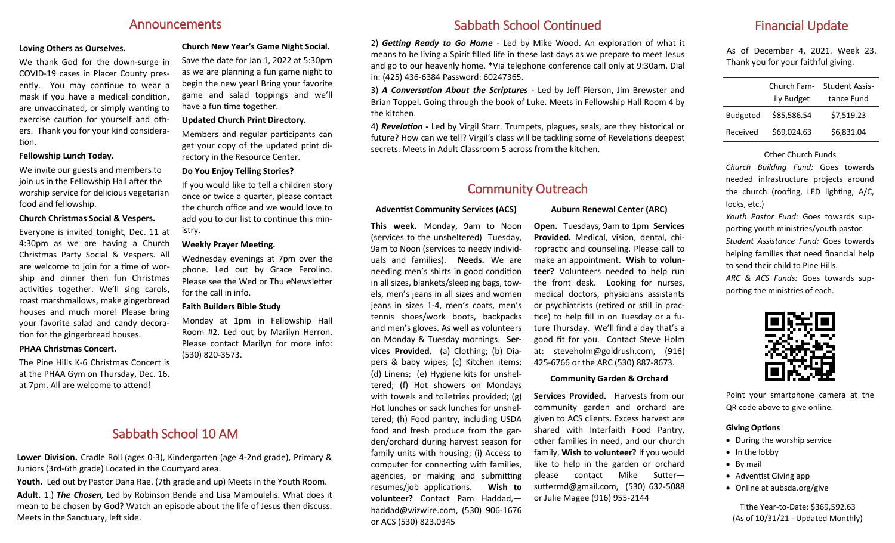## Announcements

**Loving Others as Ourselves.**

We thank God for the down-surge in COVID-19 cases in Placer County presently. You may continue to wear a mask if you have a medical condition, are unvaccinated, or simply wanting to exercise caution for yourself and others. Thank you for your kind consideration.

**Fellowship Lunch Today.**

We invite our guests and members to join us in the Fellowship Hall after the worship service for delicious vegetarian food and fellowship.

**Church Christmas Social & Vespers.**

Everyone is invited tonight, Dec. 11 at 4:30pm as we are having a Church Christmas Party Social & Vespers. All are welcome to join for a time of worship and dinner then fun Christmas activities together. We'll sing carols, roast marshmallows, make gingerbread houses and much more! Please bring your favorite salad and candy decoration for the gingerbread houses.

**PHAA Christmas Concert.**

The Pine Hills K-6 Christmas Concert is at the PHAA Gym on Thursday, Dec. 16. at 7pm. All are welcome to attend!

**Church New Year's Game Night Social.**

Save the date for Jan 1, 2022 at 5:30pm as we are planning a fun game night to begin the new year! Bring your favorite game and salad toppings and we'll have a fun time together.

**Updated Church Print Directory.**

Members and regular participants can get your copy of the updated print directory in the Resource Center.

**Do You Enjoy Telling Stories?**

If you would like to tell a children story once or twice a quarter, please contact the church office and we would love to add you to our list to continue this ministry.

**Weekly Prayer Meeting.**

Wednesday evenings at 7pm over the phone. Led out by Grace Ferolino. Please see the Wed or Thu eNewsletter for the call in info.

**Faith Builders Bible Study**

Monday at 1pm in Fellowship Hall Room #2. Led out by Marilyn Herron. Please contact Marilyn for more info: (530) 820-3573.

## Sabbath School 10 AM

**Lower Division.** Cradle Roll (ages 0-3), Kindergarten (age 4-2nd grade), Primary & Juniors (3rd-6th grade) Located in the Courtyard area.

**Youth.** Led out by Pastor Dana Rae. (7th grade and up) Meets in the Youth Room.

**Adult.** 1.) ***The Chosen***, Led by Robinson Bende and Lisa Mamoulelis. What does it mean to be chosen by God? Watch an episode about the life of Jesus then discuss. Meets in the Sanctuary, left side.

## Sabbath School Continued

2) ***Getting Ready to Go Home*** - Led by Mike Wood. An exploration of what it means to be living a Spirit filled life in these last days as we prepare to meet Jesus and go to our heavenly home. *Via telephone conference call only at 9:30am. Dial in: (425) 436-6384 Password: 60247365.

3) ***A Conversation About the Scriptures*** - Led by Jeff Pierson, Jim Brewster and Brian Toppel. Going through the book of Luke. Meets in Fellowship Hall Room 4 by the kitchen.

4) ***Revelation*** **-** Led by Virgil Starr. Trumpets, plagues, seals, are they historical or future? How can we tell? Virgil's class will be tackling some of Revelations deepest secrets. Meets in Adult Classroom 5 across from the kitchen.

## Community Outreach

### Adventist Community Services (ACS)

**This week.** Monday, 9am to Noon (services to the unsheltered) Tuesday, 9am to Noon (services to needy individuals and families). **Needs.** We are needing men's shirts in good condition in all sizes, blankets/sleeping bags, towels, men's jeans in all sizes and women jeans in sizes 1-4, men's coats, men's tennis shoes/work boots, backpacks and men's gloves. As well as volunteers on Monday & Tuesday mornings. **Services Provided.** (a) Clothing; (b) Diapers & baby wipes; (c) Kitchen items; (d) Linens; (e) Hygiene kits for unsheltered; (f) Hot showers on Mondays with towels and toiletries provided; (g) Hot lunches or sack lunches for unsheltered; (h) Food pantry, including USDA food and fresh produce from the garden/orchard during harvest season for family units with housing; (i) Access to computer for connecting with families, agencies, or making and submitting resumes/job applications. **Wish to volunteer?** Contact Pam Haddad,—haddad@wizwire.com, (530) 906-1676 or ACS (530) 823.0345

### Auburn Renewal Center (ARC)

**Open.** Tuesdays, 9am to 1pm **Services Provided.** Medical, vision, dental, chiropractic and counseling. Please call to make an appointment. **Wish to volunteer?** Volunteers needed to help run the front desk. Looking for nurses, medical doctors, physicians assistants or psychiatrists (retired or still in practice) to help fill in on Tuesday or a future Thursday. We'll find a day that's a good fit for you. Contact Steve Holm at: steveholm@goldrush.com, (916) 425-6766 or the ARC (530) 887-8673.

### Community Garden & Orchard

**Services Provided.** Harvests from our community garden and orchard are given to ACS clients. Excess harvest are shared with Interfaith Food Pantry, other families in need, and our church family. **Wish to volunteer?** If you would like to help in the garden or orchard please contact Mike Sutter—suttermd@gmail.com, (530) 632-5088 or Julie Magee (916) 955-2144

## Financial Update

As of December 4, 2021. Week 23. Thank you for your faithful giving.

| | Church Family Budget | Student Assistance Fund |
|---|---|---|
| Budgeted | $85,586.54 | $7,519.23 |
| Received | $69,024.63 | $6,831.04 |

### Other Church Funds

*Church Building Fund:* Goes towards needed infrastructure projects around the church (roofing, LED lighting, A/C, locks, etc.)

*Youth Pastor Fund:* Goes towards supporting youth ministries/youth pastor.

*Student Assistance Fund:* Goes towards helping families that need financial help to send their child to Pine Hills.

*ARC & ACS Funds:* Goes towards supporting the ministries of each.

Point your smartphone camera at the QR code above to give online.

**Giving Options**

- During the worship service
- In the lobby
- By mail
- Adventist Giving app
- Online at aubsda.org/give

Tithe Year-to-Date: $369,592.63
(As of 10/31/21 - Updated Monthly)